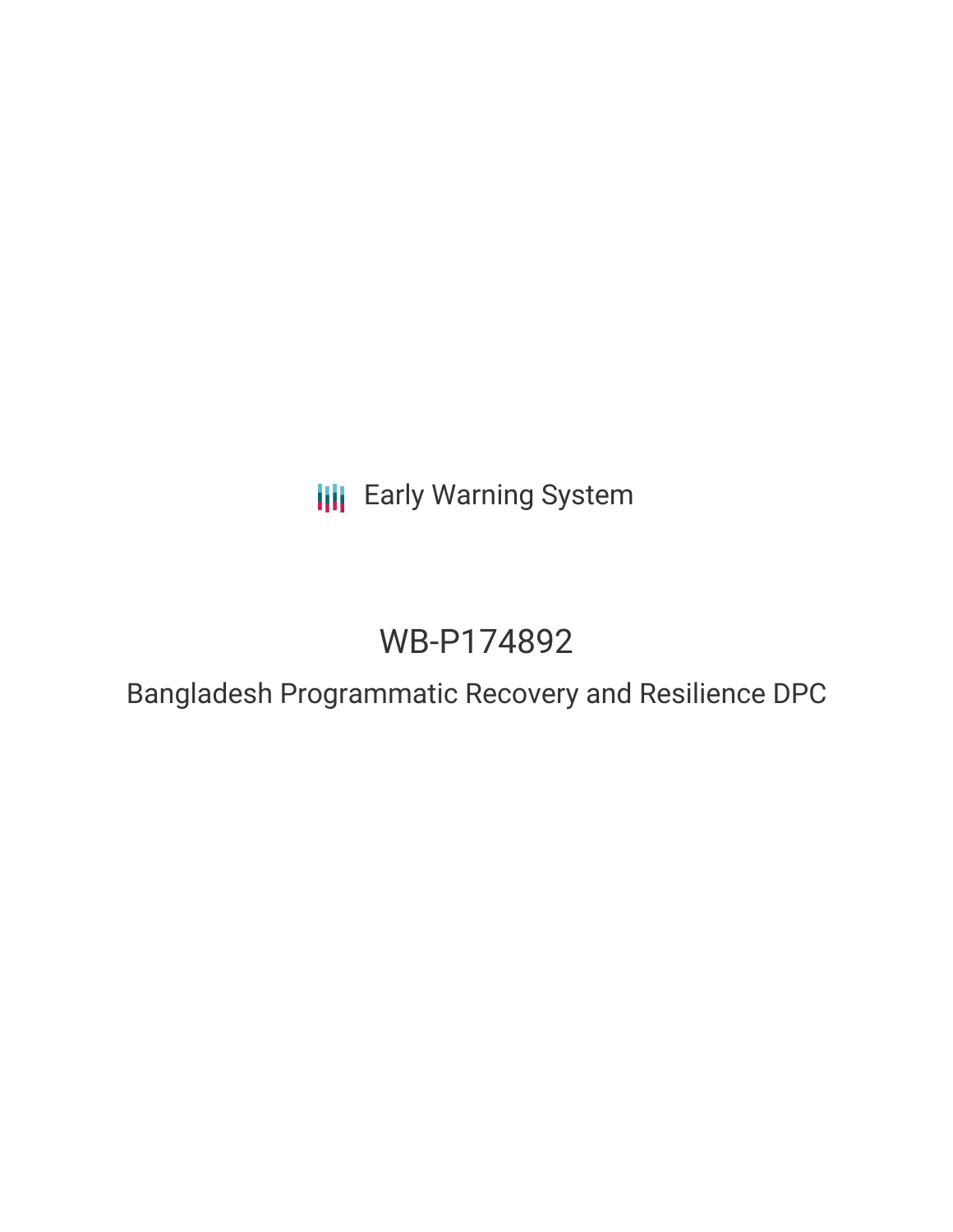Early Warning System

# WB-P174892

## Bangladesh Programmatic Recovery and Resilience DPC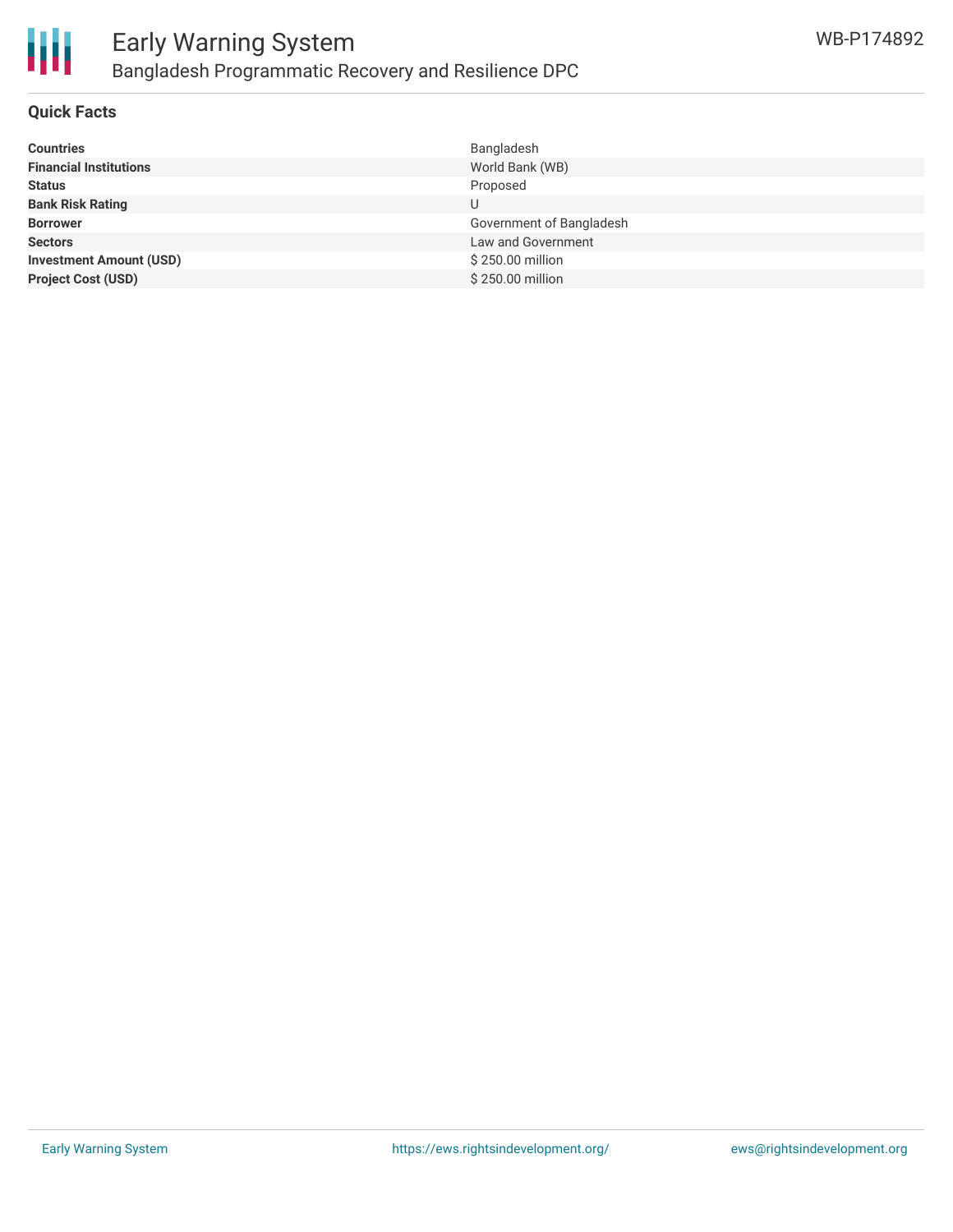## Quick Facts

| | |
|---|---|
| **Countries** | Bangladesh |
| **Financial Institutions** | World Bank (WB) |
| **Status** | Proposed |
| **Bank Risk Rating** | U |
| **Borrower** | Government of Bangladesh |
| **Sectors** | Law and Government |
| **Investment Amount (USD)** | $ 250.00 million |
| **Project Cost (USD)** | $ 250.00 million |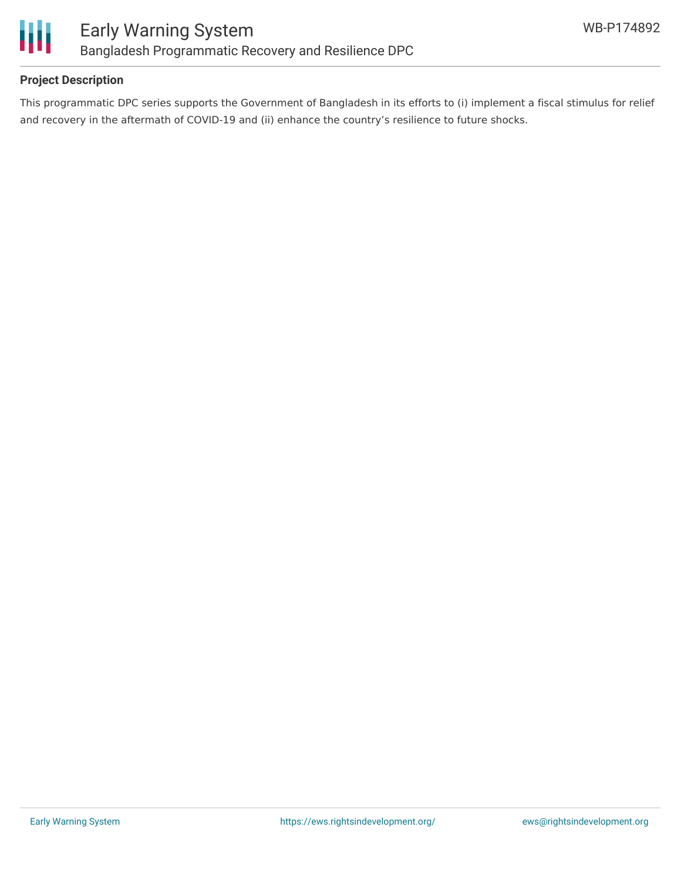## Project Description

This programmatic DPC series supports the Government of Bangladesh in its efforts to (i) implement a fiscal stimulus for relief and recovery in the aftermath of COVID-19 and (ii) enhance the country's resilience to future shocks.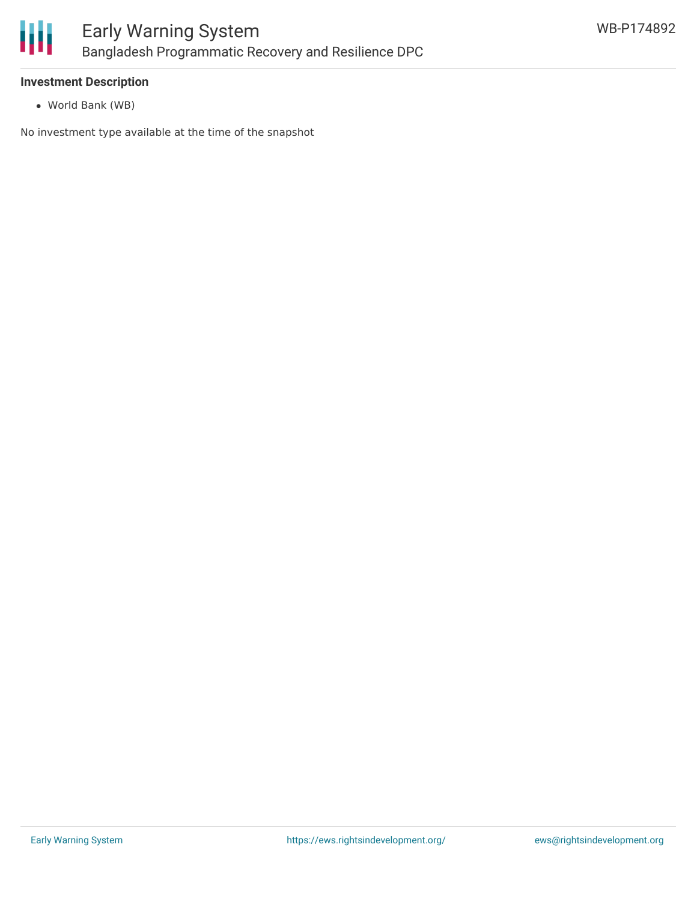**Investment Description**

- World Bank (WB)

No investment type available at the time of the snapshot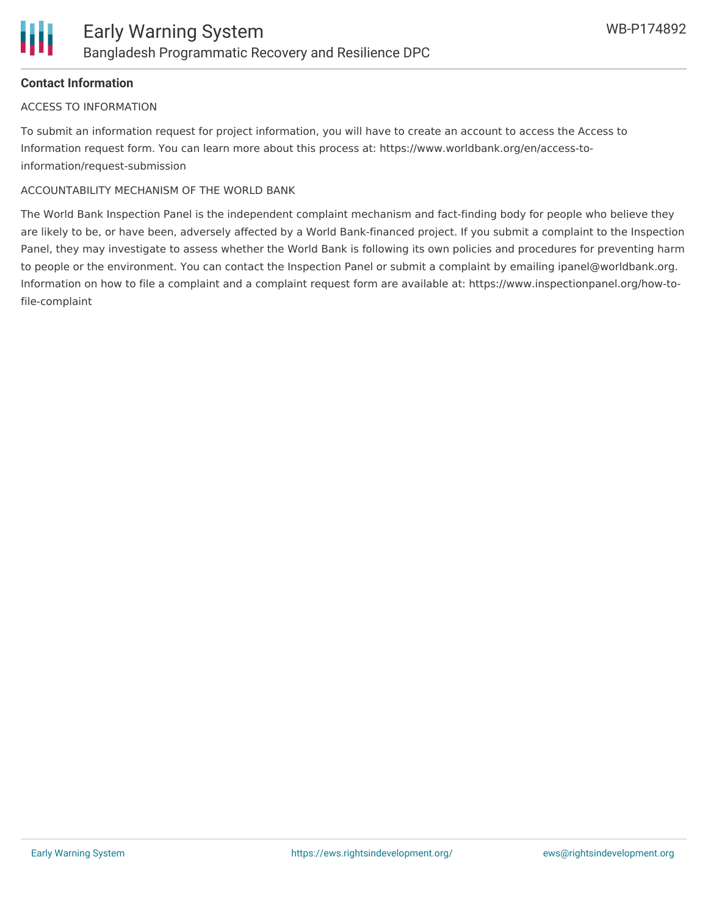## Contact Information

ACCESS TO INFORMATION

To submit an information request for project information, you will have to create an account to access the Access to Information request form. You can learn more about this process at: https://www.worldbank.org/en/access-to-information/request-submission

ACCOUNTABILITY MECHANISM OF THE WORLD BANK

The World Bank Inspection Panel is the independent complaint mechanism and fact-finding body for people who believe they are likely to be, or have been, adversely affected by a World Bank-financed project. If you submit a complaint to the Inspection Panel, they may investigate to assess whether the World Bank is following its own policies and procedures for preventing harm to people or the environment. You can contact the Inspection Panel or submit a complaint by emailing ipanel@worldbank.org. Information on how to file a complaint and a complaint request form are available at: https://www.inspectionpanel.org/how-to-file-complaint